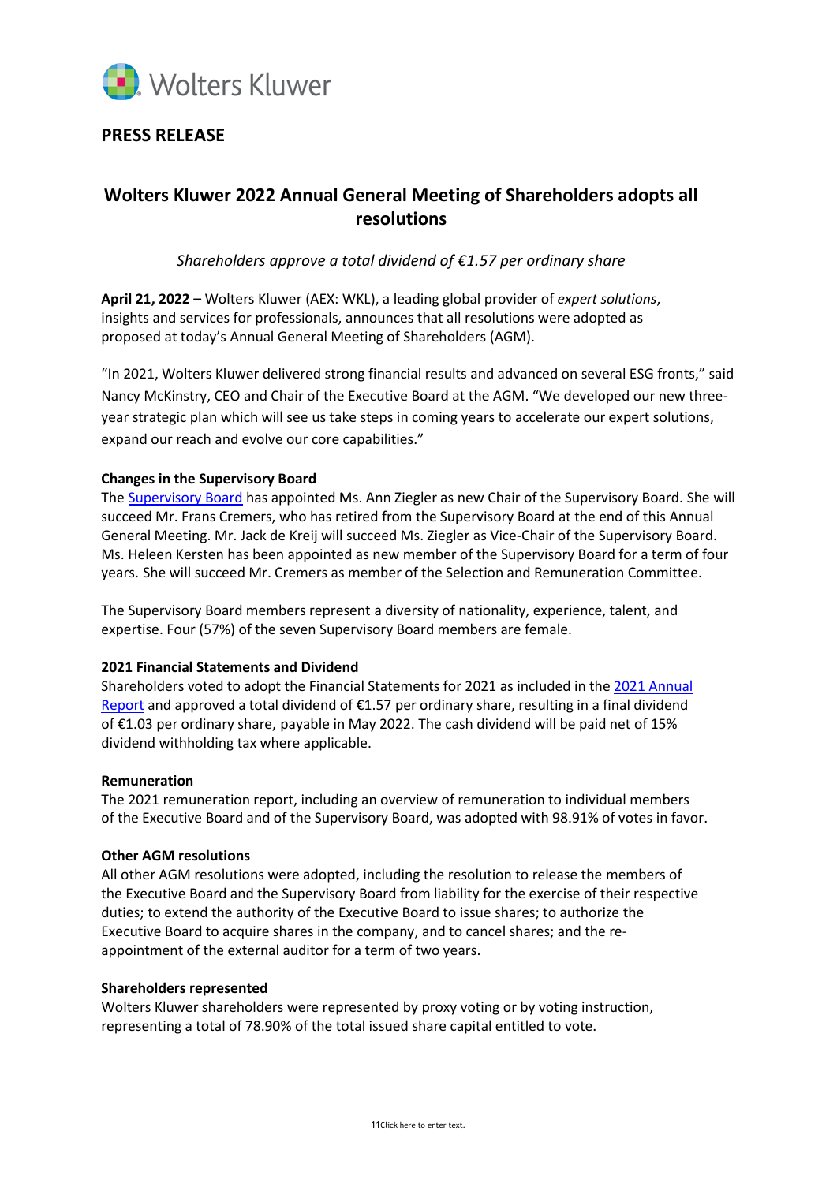Wolters Kluwer

**PRESS RELEASE**

# Wolters Kluwer 2022 Annual General Meeting of Shareholders adopts all resolutions

*Shareholders approve a total dividend of €1.57 per ordinary share*

**April 21, 2022 –** Wolters Kluwer (AEX: WKL), a leading global provider of *expert solutions*, insights and services for professionals, announces that all resolutions were adopted as proposed at today's Annual General Meeting of Shareholders (AGM).

"In 2021, Wolters Kluwer delivered strong financial results and advanced on several ESG fronts," said Nancy McKinstry, CEO and Chair of the Executive Board at the AGM. "We developed our new three-year strategic plan which will see us take steps in coming years to accelerate our expert solutions, expand our reach and evolve our core capabilities."

**Changes in the Supervisory Board**

The Supervisory Board has appointed Ms. Ann Ziegler as new Chair of the Supervisory Board. She will succeed Mr. Frans Cremers, who has retired from the Supervisory Board at the end of this Annual General Meeting. Mr. Jack de Kreij will succeed Ms. Ziegler as Vice-Chair of the Supervisory Board. Ms. Heleen Kersten has been appointed as new member of the Supervisory Board for a term of four years. She will succeed Mr. Cremers as member of the Selection and Remuneration Committee.

The Supervisory Board members represent a diversity of nationality, experience, talent, and expertise. Four (57%) of the seven Supervisory Board members are female.

**2021 Financial Statements and Dividend**

Shareholders voted to adopt the Financial Statements for 2021 as included in the 2021 Annual Report and approved a total dividend of €1.57 per ordinary share, resulting in a final dividend of €1.03 per ordinary share, payable in May 2022. The cash dividend will be paid net of 15% dividend withholding tax where applicable.

**Remuneration**

The 2021 remuneration report, including an overview of remuneration to individual members of the Executive Board and of the Supervisory Board, was adopted with 98.91% of votes in favor.

**Other AGM resolutions**

All other AGM resolutions were adopted, including the resolution to release the members of the Executive Board and the Supervisory Board from liability for the exercise of their respective duties; to extend the authority of the Executive Board to issue shares; to authorize the Executive Board to acquire shares in the company, and to cancel shares; and the re-appointment of the external auditor for a term of two years.

**Shareholders represented**

Wolters Kluwer shareholders were represented by proxy voting or by voting instruction, representing a total of 78.90% of the total issued share capital entitled to vote.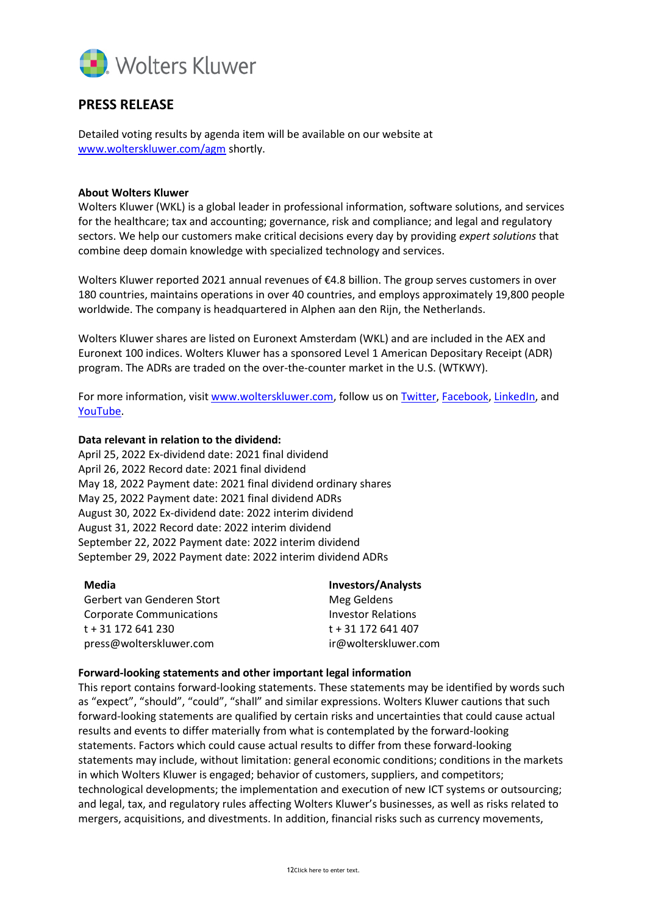## PRESS RELEASE

Detailed voting results by agenda item will be available on our website at [www.wolterskluwer.com/agm](www.wolterskluwer.com/agm) shortly.

**About Wolters Kluwer**
Wolters Kluwer (WKL) is a global leader in professional information, software solutions, and services for the healthcare; tax and accounting; governance, risk and compliance; and legal and regulatory sectors. We help our customers make critical decisions every day by providing *expert solutions* that combine deep domain knowledge with specialized technology and services.

Wolters Kluwer reported 2021 annual revenues of €4.8 billion. The group serves customers in over 180 countries, maintains operations in over 40 countries, and employs approximately 19,800 people worldwide. The company is headquartered in Alphen aan den Rijn, the Netherlands.

Wolters Kluwer shares are listed on Euronext Amsterdam (WKL) and are included in the AEX and Euronext 100 indices. Wolters Kluwer has a sponsored Level 1 American Depositary Receipt (ADR) program. The ADRs are traded on the over-the-counter market in the U.S. (WTKWY).

For more information, visit [www.wolterskluwer.com](www.wolterskluwer.com), follow us on Twitter, Facebook, LinkedIn, and YouTube.

**Data relevant in relation to the dividend:**
April 25, 2022 Ex-dividend date: 2021 final dividend
April 26, 2022 Record date: 2021 final dividend
May 18, 2022 Payment date: 2021 final dividend ordinary shares
May 25, 2022 Payment date: 2021 final dividend ADRs
August 30, 2022 Ex-dividend date: 2022 interim dividend
August 31, 2022 Record date: 2022 interim dividend
September 22, 2022 Payment date: 2022 interim dividend
September 29, 2022 Payment date: 2022 interim dividend ADRs

**Media**
Gerbert van Genderen Stort
Corporate Communications
t + 31 172 641 230
press@wolterskluwer.com

**Investors/Analysts**
Meg Geldens
Investor Relations
t + 31 172 641 407
ir@wolterskluwer.com

**Forward-looking statements and other important legal information**
This report contains forward-looking statements. These statements may be identified by words such as "expect", "should", "could", "shall" and similar expressions. Wolters Kluwer cautions that such forward-looking statements are qualified by certain risks and uncertainties that could cause actual results and events to differ materially from what is contemplated by the forward-looking statements. Factors which could cause actual results to differ from these forward-looking statements may include, without limitation: general economic conditions; conditions in the markets in which Wolters Kluwer is engaged; behavior of customers, suppliers, and competitors; technological developments; the implementation and execution of new ICT systems or outsourcing; and legal, tax, and regulatory rules affecting Wolters Kluwer's businesses, as well as risks related to mergers, acquisitions, and divestments. In addition, financial risks such as currency movements,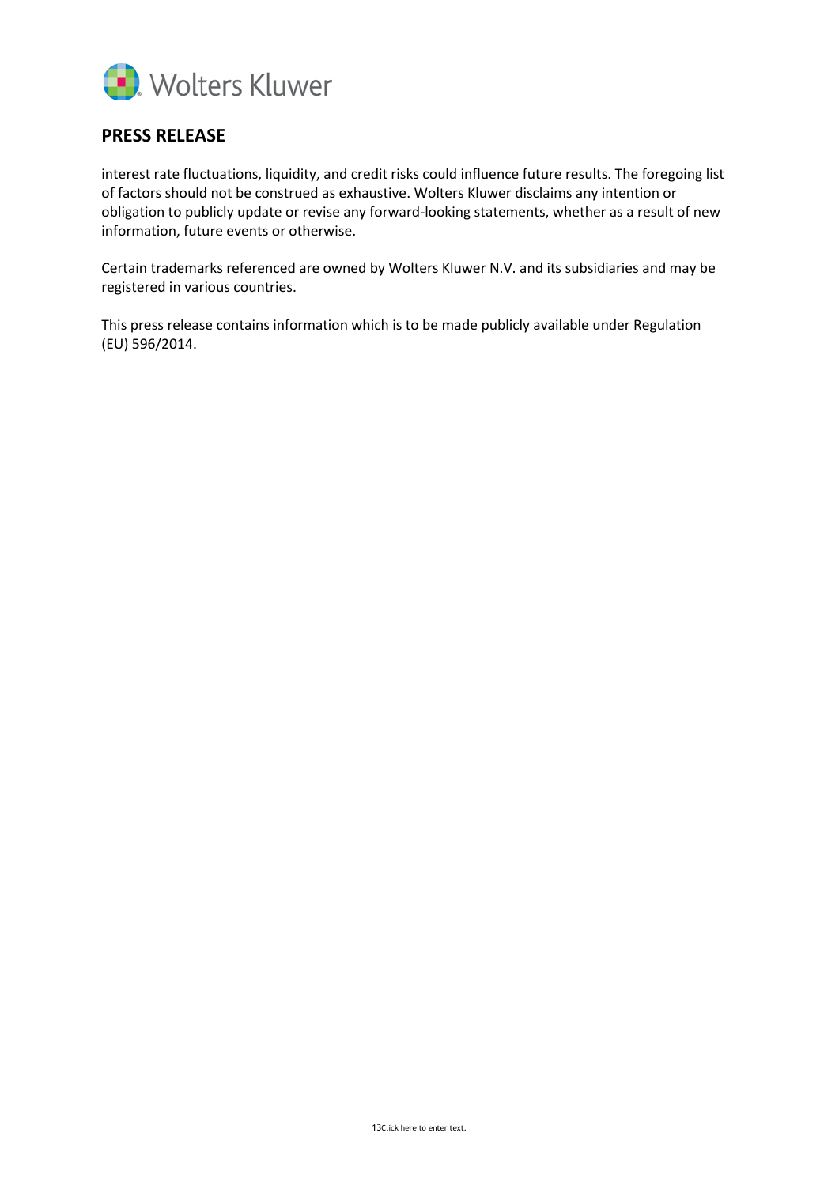## PRESS RELEASE

interest rate fluctuations, liquidity, and credit risks could influence future results. The foregoing list of factors should not be construed as exhaustive. Wolters Kluwer disclaims any intention or obligation to publicly update or revise any forward-looking statements, whether as a result of new information, future events or otherwise.

Certain trademarks referenced are owned by Wolters Kluwer N.V. and its subsidiaries and may be registered in various countries.

This press release contains information which is to be made publicly available under Regulation (EU) 596/2014.